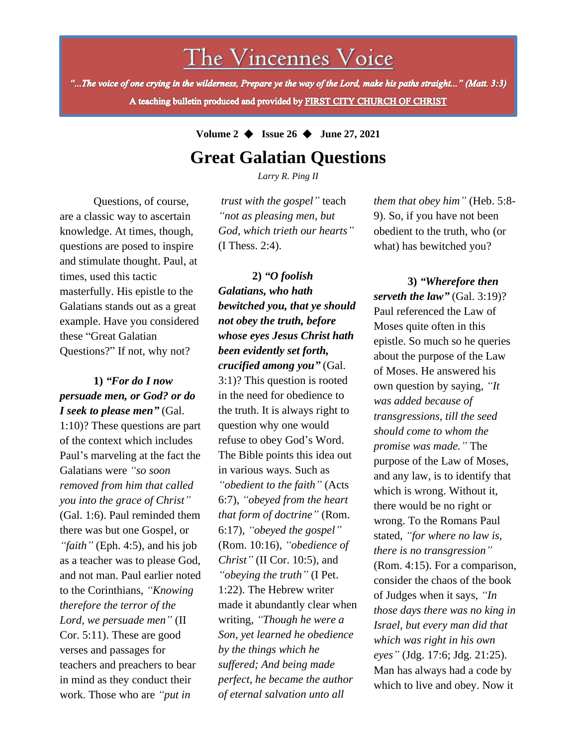# The Vincennes Voice

*"...The voice of one crying in the wilderness, Prepare ye the way of the Lord, make his paths straight..." (Matt. 3:3)*

A teaching bulletin produced and provided by FIRST CITY CHURCH OF CHRIST

**Volume 2 ◆ Issue 26 ◆ June 27, 2021**

## Great Galatian Questions

*Larry R. Ping II*

Questions, of course, are a classic way to ascertain knowledge. At times, though, questions are posed to inspire and stimulate thought. Paul, at times, used this tactic masterfully. His epistle to the Galatians stands out as a great example. Have you considered these "Great Galatian Questions?" If not, why not?

**1)** ***"For do I now persuade men, or God? or do I seek to please men"*** (Gal. 1:10)? These questions are part of the context which includes Paul's marveling at the fact the Galatians were *"so soon removed from him that called you into the grace of Christ"* (Gal. 1:6). Paul reminded them there was but one Gospel, or *"faith"* (Eph. 4:5), and his job as a teacher was to please God, and not man. Paul earlier noted to the Corinthians, *"Knowing therefore the terror of the Lord, we persuade men"* (II Cor. 5:11). These are good verses and passages for teachers and preachers to bear in mind as they conduct their work. Those who are *"put in trust with the gospel"* teach *"not as pleasing men, but God, which trieth our hearts"* (I Thess. 2:4).

**2)** ***"O foolish Galatians, who hath bewitched you, that ye should not obey the truth, before whose eyes Jesus Christ hath been evidently set forth, crucified among you"*** (Gal. 3:1)? This question is rooted in the need for obedience to the truth. It is always right to question why one would refuse to obey God's Word. The Bible points this idea out in various ways. Such as *"obedient to the faith"* (Acts 6:7), *"obeyed from the heart that form of doctrine"* (Rom. 6:17), *"obeyed the gospel"* (Rom. 10:16), *"obedience of Christ"* (II Cor. 10:5), and *"obeying the truth"* (I Pet. 1:22). The Hebrew writer made it abundantly clear when writing, *"Though he were a Son, yet learned he obedience by the things which he suffered; And being made perfect, he became the author of eternal salvation unto all them that obey him"* (Heb. 5:8-9). So, if you have not been obedient to the truth, who (or what) has bewitched you?

**3)** ***"Wherefore then serveth the law"*** (Gal. 3:19)? Paul referenced the Law of Moses quite often in this epistle. So much so he queries about the purpose of the Law of Moses. He answered his own question by saying, *"It was added because of transgressions, till the seed should come to whom the promise was made."* The purpose of the Law of Moses, and any law, is to identify that which is wrong. Without it, there would be no right or wrong. To the Romans Paul stated, *"for where no law is, there is no transgression"* (Rom. 4:15). For a comparison, consider the chaos of the book of Judges when it says, *"In those days there was no king in Israel, but every man did that which was right in his own eyes"* (Jdg. 17:6; Jdg. 21:25). Man has always had a code by which to live and obey. Now it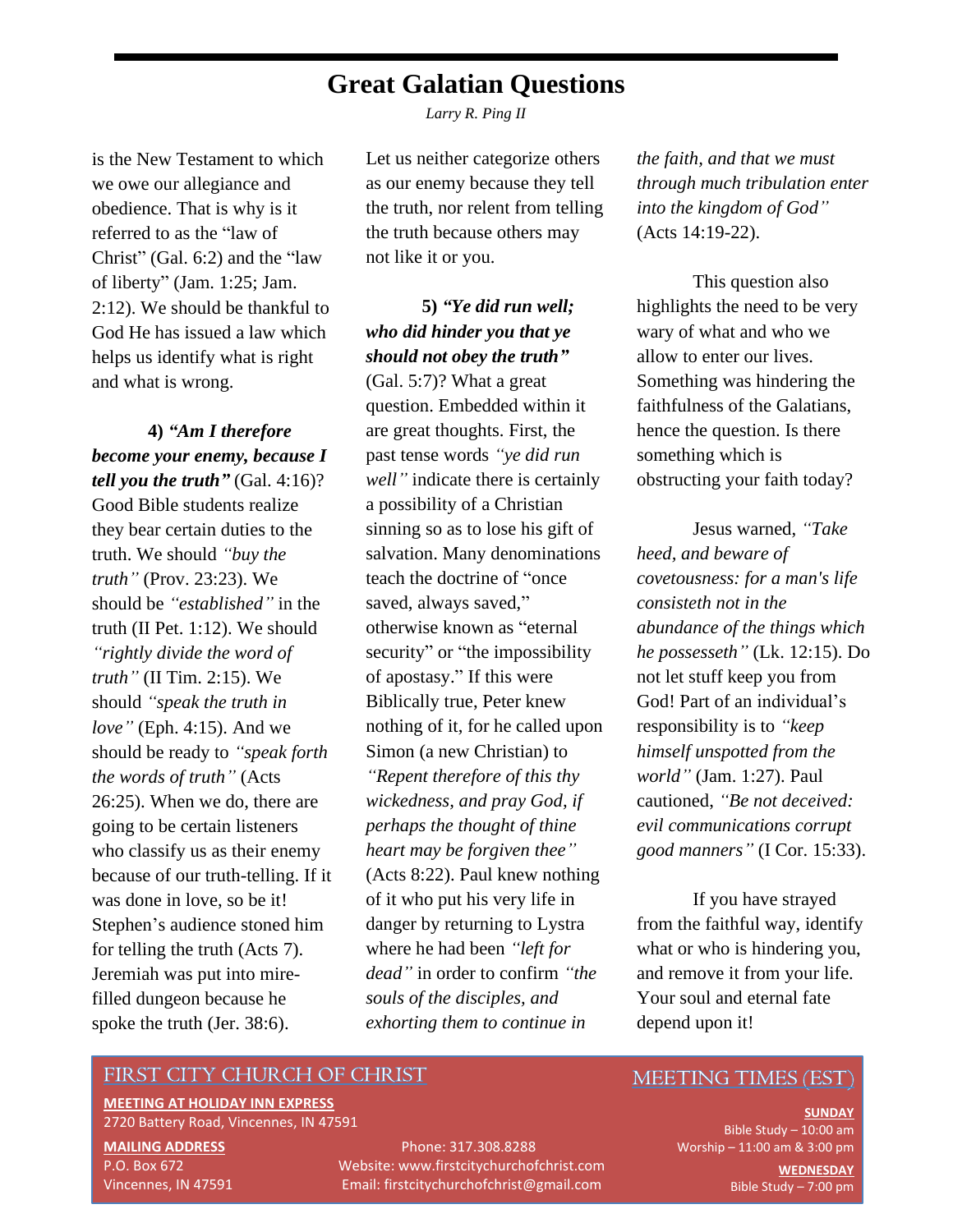# Great Galatian Questions

*Larry R. Ping II*

is the New Testament to which we owe our allegiance and obedience. That is why is it referred to as the "law of Christ" (Gal. 6:2) and the "law of liberty" (Jam. 1:25; Jam. 2:12). We should be thankful to God He has issued a law which helps us identify what is right and what is wrong.

**4)** ***"Am I therefore become your enemy, because I tell you the truth"*** (Gal. 4:16)? Good Bible students realize they bear certain duties to the truth. We should *"buy the truth"* (Prov. 23:23). We should be *"established"* in the truth (II Pet. 1:12). We should *"rightly divide the word of truth"* (II Tim. 2:15). We should *"speak the truth in love"* (Eph. 4:15). And we should be ready to *"speak forth the words of truth"* (Acts 26:25). When we do, there are going to be certain listeners who classify us as their enemy because of our truth-telling. If it was done in love, so be it! Stephen's audience stoned him for telling the truth (Acts 7). Jeremiah was put into mire-filled dungeon because he spoke the truth (Jer. 38:6). Let us neither categorize others as our enemy because they tell the truth, nor relent from telling the truth because others may not like it or you.

**5)** ***"Ye did run well; who did hinder you that ye should not obey the truth"*** (Gal. 5:7)? What a great question. Embedded within it are great thoughts. First, the past tense words *"ye did run well"* indicate there is certainly a possibility of a Christian sinning so as to lose his gift of salvation. Many denominations teach the doctrine of "once saved, always saved," otherwise known as "eternal security" or "the impossibility of apostasy." If this were Biblically true, Peter knew nothing of it, for he called upon Simon (a new Christian) to *"Repent therefore of this thy wickedness, and pray God, if perhaps the thought of thine heart may be forgiven thee"* (Acts 8:22). Paul knew nothing of it who put his very life in danger by returning to Lystra where he had been *"left for dead"* in order to confirm *"the souls of the disciples, and exhorting them to continue in the faith, and that we must through much tribulation enter into the kingdom of God"* (Acts 14:19-22).

This question also highlights the need to be very wary of what and who we allow to enter our lives. Something was hindering the faithfulness of the Galatians, hence the question. Is there something which is obstructing your faith today?

Jesus warned, *"Take heed, and beware of covetousness: for a man's life consisteth not in the abundance of the things which he possesseth"* (Lk. 12:15). Do not let stuff keep you from God! Part of an individual's responsibility is to *"keep himself unspotted from the world"* (Jam. 1:27). Paul cautioned, *"Be not deceived: evil communications corrupt good manners"* (I Cor. 15:33).

If you have strayed from the faithful way, identify what or who is hindering you, and remove it from your life. Your soul and eternal fate depend upon it!

## FIRST CITY CHURCH OF CHRIST

**MEETING AT HOLIDAY INN EXPRESS**
2720 Battery Road, Vincennes, IN 47591

**MAILING ADDRESS**
P.O. Box 672
Vincennes, IN 47591

Phone: 317.308.8288
Website: www.firstcitychurchofchrist.com
Email: firstcitychurchofchrist@gmail.com

## MEETING TIMES (EST)

**SUNDAY**
Bible Study – 10:00 am
Worship – 11:00 am & 3:00 pm

**WEDNESDAY**
Bible Study – 7:00 pm